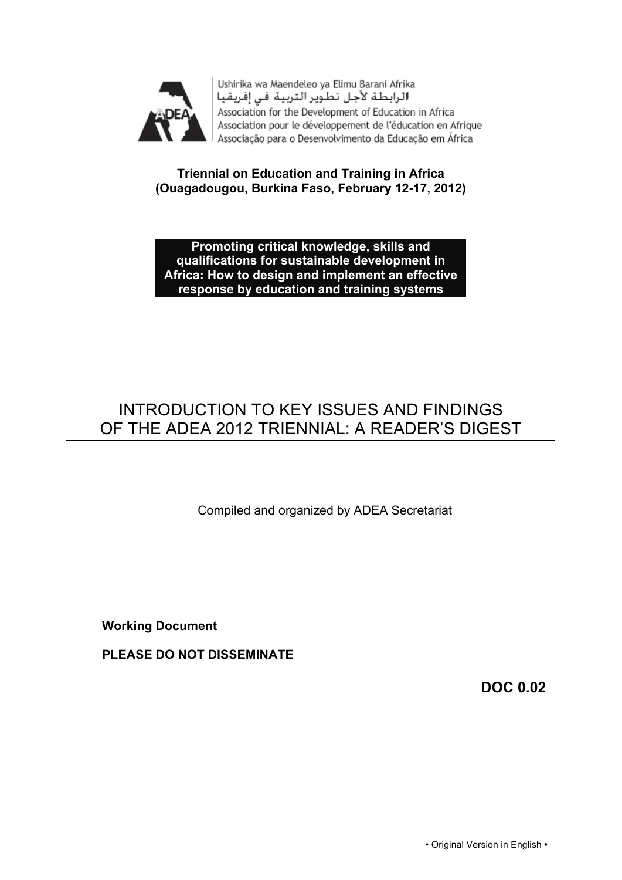Ushirika wa Maendeleo ya Elimu Barani Afrika
الرابطة لأجل تطوير التربية في إفريقيا
Association for the Development of Education in Africa
Association pour le développement de l'éducation en Afrique
Associação para o Desenvolvimento da Educação em África

**Triennial on Education and Training in Africa**
**(Ouagadougou, Burkina Faso, February 12-17, 2012)**

**Promoting critical knowledge, skills and qualifications for sustainable development in Africa: How to design and implement an effective response by education and training systems**

# INTRODUCTION TO KEY ISSUES AND FINDINGS OF THE ADEA 2012 TRIENNIAL: A READER'S DIGEST

Compiled and organized by ADEA Secretariat

**Working Document**

**PLEASE DO NOT DISSEMINATE**

**DOC 0.02**

• Original Version in English •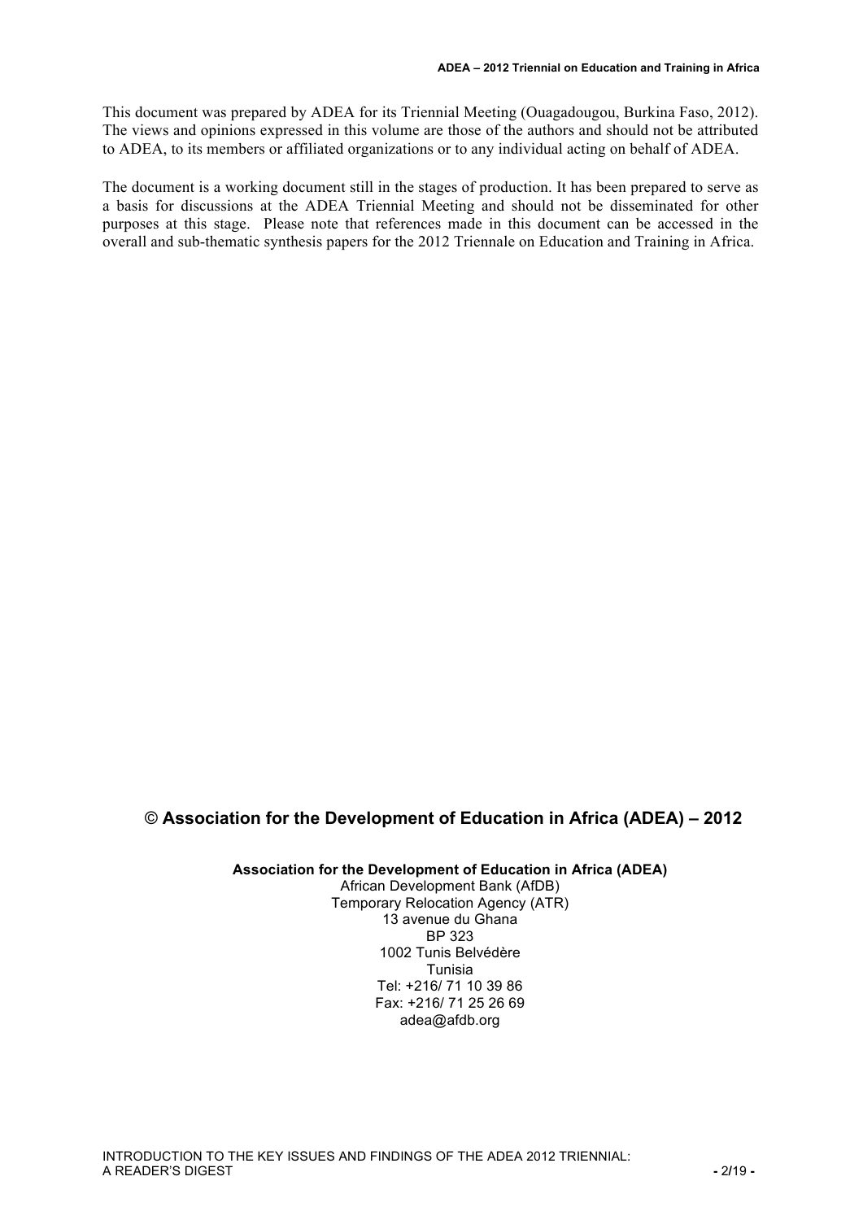This document was prepared by ADEA for its Triennial Meeting (Ouagadougou, Burkina Faso, 2012). The views and opinions expressed in this volume are those of the authors and should not be attributed to ADEA, to its members or affiliated organizations or to any individual acting on behalf of ADEA.

The document is a working document still in the stages of production. It has been prepared to serve as a basis for discussions at the ADEA Triennial Meeting and should not be disseminated for other purposes at this stage. Please note that references made in this document can be accessed in the overall and sub-thematic synthesis papers for the 2012 Triennale on Education and Training in Africa.

## © Association for the Development of Education in Africa (ADEA) – 2012

**Association for the Development of Education in Africa (ADEA)**
African Development Bank (AfDB)
Temporary Relocation Agency (ATR)
13 avenue du Ghana
BP 323
1002 Tunis Belvédère
Tunisia
Tel: +216/ 71 10 39 86
Fax: +216/ 71 25 26 69
adea@afdb.org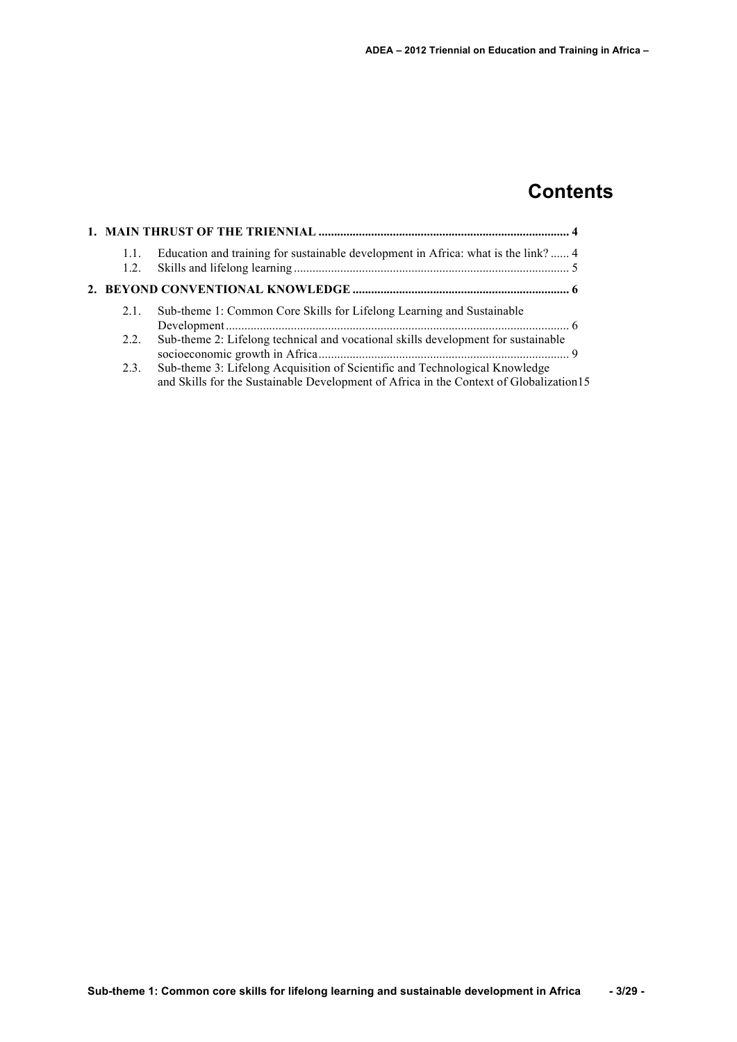# Contents

**1. MAIN THRUST OF THE TRIENNIAL ................................................................................ 4**

- 1.1. Education and training for sustainable development in Africa: what is the link? ...... 4
- 1.2. Skills and lifelong learning ........................................................................................ 5

**2. BEYOND CONVENTIONAL KNOWLEDGE ..................................................................... 6**

- 2.1. Sub-theme 1: Common Core Skills for Lifelong Learning and Sustainable Development .............................................................................................................. 6
- 2.2. Sub-theme 2: Lifelong technical and vocational skills development for sustainable socioeconomic growth in Africa ................................................................................ 9
- 2.3. Sub-theme 3: Lifelong Acquisition of Scientific and Technological Knowledge and Skills for the Sustainable Development of Africa in the Context of Globalization15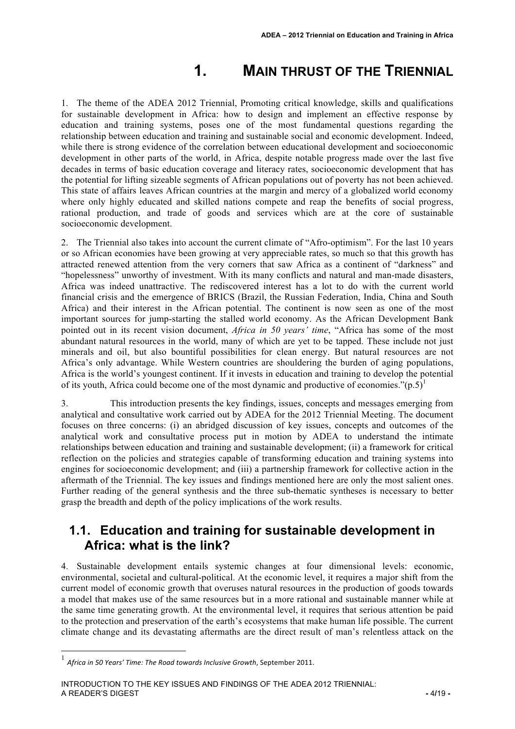# 1. Main thrust of the Triennial

1. The theme of the ADEA 2012 Triennial, Promoting critical knowledge, skills and qualifications for sustainable development in Africa: how to design and implement an effective response by education and training systems, poses one of the most fundamental questions regarding the relationship between education and training and sustainable social and economic development. Indeed, while there is strong evidence of the correlation between educational development and socioeconomic development in other parts of the world, in Africa, despite notable progress made over the last five decades in terms of basic education coverage and literacy rates, socioeconomic development that has the potential for lifting sizeable segments of African populations out of poverty has not been achieved. This state of affairs leaves African countries at the margin and mercy of a globalized world economy where only highly educated and skilled nations compete and reap the benefits of social progress, rational production, and trade of goods and services which are at the core of sustainable socioeconomic development.

2. The Triennial also takes into account the current climate of "Afro-optimism". For the last 10 years or so African economies have been growing at very appreciable rates, so much so that this growth has attracted renewed attention from the very corners that saw Africa as a continent of "darkness" and "hopelessness" unworthy of investment. With its many conflicts and natural and man-made disasters, Africa was indeed unattractive. The rediscovered interest has a lot to do with the current world financial crisis and the emergence of BRICS (Brazil, the Russian Federation, India, China and South Africa) and their interest in the African potential. The continent is now seen as one of the most important sources for jump-starting the stalled world economy. As the African Development Bank pointed out in its recent vision document, *Africa in 50 years' time*, "Africa has some of the most abundant natural resources in the world, many of which are yet to be tapped. These include not just minerals and oil, but also bountiful possibilities for clean energy. But natural resources are not Africa's only advantage. While Western countries are shouldering the burden of aging populations, Africa is the world's youngest continent. If it invests in education and training to develop the potential of its youth, Africa could become one of the most dynamic and productive of economies."(p.5)[1]

3. This introduction presents the key findings, issues, concepts and messages emerging from analytical and consultative work carried out by ADEA for the 2012 Triennial Meeting. The document focuses on three concerns: (i) an abridged discussion of key issues, concepts and outcomes of the analytical work and consultative process put in motion by ADEA to understand the intimate relationships between education and training and sustainable development; (ii) a framework for critical reflection on the policies and strategies capable of transforming education and training systems into engines for socioeconomic development; and (iii) a partnership framework for collective action in the aftermath of the Triennial. The key issues and findings mentioned here are only the most salient ones. Further reading of the general synthesis and the three sub-thematic syntheses is necessary to better grasp the breadth and depth of the policy implications of the work results.

## 1.1. Education and training for sustainable development in Africa: what is the link?

4. Sustainable development entails systemic changes at four dimensional levels: economic, environmental, societal and cultural-political. At the economic level, it requires a major shift from the current model of economic growth that overuses natural resources in the production of goods towards a model that makes use of the same resources but in a more rational and sustainable manner while at the same time generating growth. At the environmental level, it requires that serious attention be paid to the protection and preservation of the earth's ecosystems that make human life possible. The current climate change and its devastating aftermaths are the direct result of man's relentless attack on the

[1] *Africa in 50 Years' Time: The Road towards Inclusive Growth*, September 2011.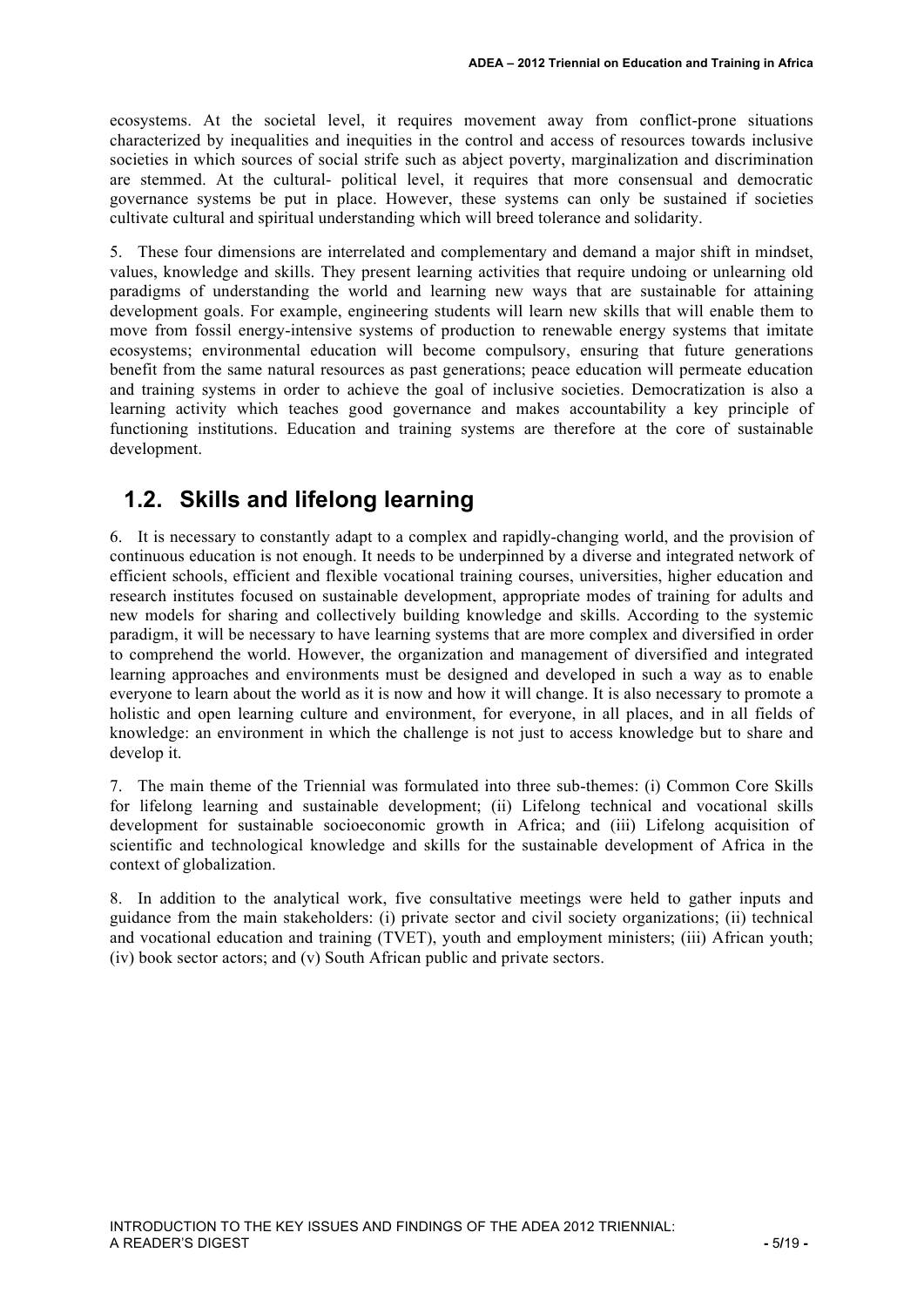ecosystems. At the societal level, it requires movement away from conflict-prone situations characterized by inequalities and inequities in the control and access of resources towards inclusive societies in which sources of social strife such as abject poverty, marginalization and discrimination are stemmed. At the cultural- political level, it requires that more consensual and democratic governance systems be put in place. However, these systems can only be sustained if societies cultivate cultural and spiritual understanding which will breed tolerance and solidarity.

5. These four dimensions are interrelated and complementary and demand a major shift in mindset, values, knowledge and skills. They present learning activities that require undoing or unlearning old paradigms of understanding the world and learning new ways that are sustainable for attaining development goals. For example, engineering students will learn new skills that will enable them to move from fossil energy-intensive systems of production to renewable energy systems that imitate ecosystems; environmental education will become compulsory, ensuring that future generations benefit from the same natural resources as past generations; peace education will permeate education and training systems in order to achieve the goal of inclusive societies. Democratization is also a learning activity which teaches good governance and makes accountability a key principle of functioning institutions. Education and training systems are therefore at the core of sustainable development.

## 1.2. Skills and lifelong learning

6. It is necessary to constantly adapt to a complex and rapidly-changing world, and the provision of continuous education is not enough. It needs to be underpinned by a diverse and integrated network of efficient schools, efficient and flexible vocational training courses, universities, higher education and research institutes focused on sustainable development, appropriate modes of training for adults and new models for sharing and collectively building knowledge and skills. According to the systemic paradigm, it will be necessary to have learning systems that are more complex and diversified in order to comprehend the world. However, the organization and management of diversified and integrated learning approaches and environments must be designed and developed in such a way as to enable everyone to learn about the world as it is now and how it will change. It is also necessary to promote a holistic and open learning culture and environment, for everyone, in all places, and in all fields of knowledge: an environment in which the challenge is not just to access knowledge but to share and develop it.

7. The main theme of the Triennial was formulated into three sub-themes: (i) Common Core Skills for lifelong learning and sustainable development; (ii) Lifelong technical and vocational skills development for sustainable socioeconomic growth in Africa; and (iii) Lifelong acquisition of scientific and technological knowledge and skills for the sustainable development of Africa in the context of globalization.

8. In addition to the analytical work, five consultative meetings were held to gather inputs and guidance from the main stakeholders: (i) private sector and civil society organizations; (ii) technical and vocational education and training (TVET), youth and employment ministers; (iii) African youth; (iv) book sector actors; and (v) South African public and private sectors.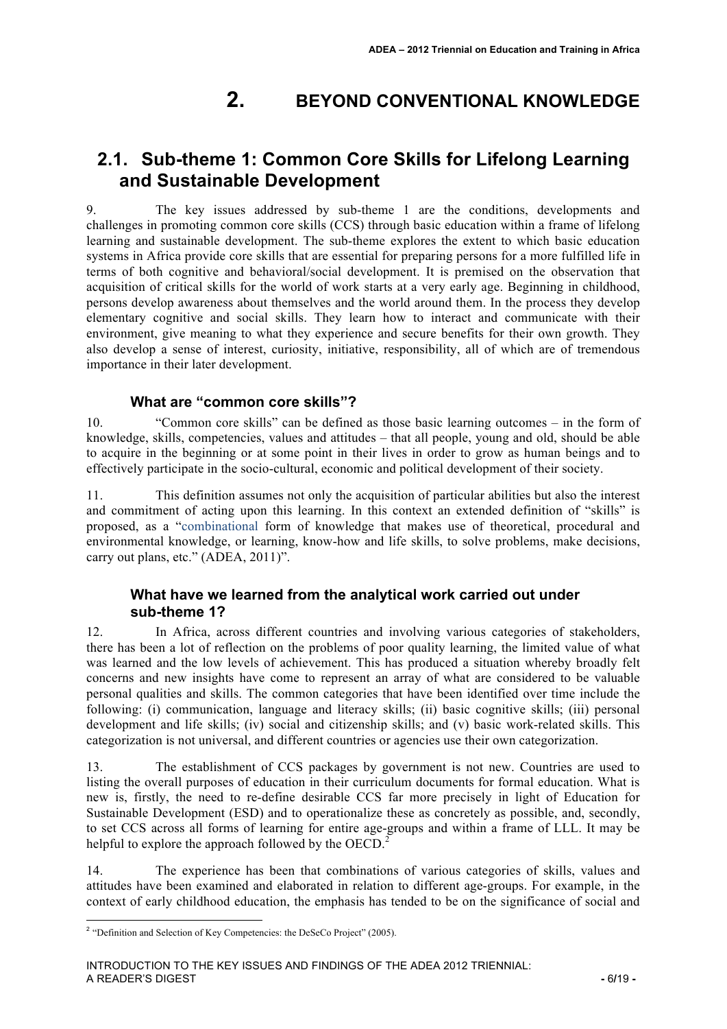# 2. BEYOND CONVENTIONAL KNOWLEDGE

## 2.1. Sub-theme 1: Common Core Skills for Lifelong Learning and Sustainable Development

9. The key issues addressed by sub-theme 1 are the conditions, developments and challenges in promoting common core skills (CCS) through basic education within a frame of lifelong learning and sustainable development. The sub-theme explores the extent to which basic education systems in Africa provide core skills that are essential for preparing persons for a more fulfilled life in terms of both cognitive and behavioral/social development. It is premised on the observation that acquisition of critical skills for the world of work starts at a very early age. Beginning in childhood, persons develop awareness about themselves and the world around them. In the process they develop elementary cognitive and social skills. They learn how to interact and communicate with their environment, give meaning to what they experience and secure benefits for their own growth. They also develop a sense of interest, curiosity, initiative, responsibility, all of which are of tremendous importance in their later development.

### What are "common core skills"?

10. "Common core skills" can be defined as those basic learning outcomes – in the form of knowledge, skills, competencies, values and attitudes – that all people, young and old, should be able to acquire in the beginning or at some point in their lives in order to grow as human beings and to effectively participate in the socio-cultural, economic and political development of their society.

11. This definition assumes not only the acquisition of particular abilities but also the interest and commitment of acting upon this learning. In this context an extended definition of "skills" is proposed, as a "combinational form of knowledge that makes use of theoretical, procedural and environmental knowledge, or learning, know-how and life skills, to solve problems, make decisions, carry out plans, etc." (ADEA, 2011)".

### What have we learned from the analytical work carried out under sub-theme 1?

12. In Africa, across different countries and involving various categories of stakeholders, there has been a lot of reflection on the problems of poor quality learning, the limited value of what was learned and the low levels of achievement. This has produced a situation whereby broadly felt concerns and new insights have come to represent an array of what are considered to be valuable personal qualities and skills. The common categories that have been identified over time include the following: (i) communication, language and literacy skills; (ii) basic cognitive skills; (iii) personal development and life skills; (iv) social and citizenship skills; and (v) basic work-related skills. This categorization is not universal, and different countries or agencies use their own categorization.

13. The establishment of CCS packages by government is not new. Countries are used to listing the overall purposes of education in their curriculum documents for formal education. What is new is, firstly, the need to re-define desirable CCS far more precisely in light of Education for Sustainable Development (ESD) and to operationalize these as concretely as possible, and, secondly, to set CCS across all forms of learning for entire age-groups and within a frame of LLL. It may be helpful to explore the approach followed by the OECD.[2]

14. The experience has been that combinations of various categories of skills, values and attitudes have been examined and elaborated in relation to different age-groups. For example, in the context of early childhood education, the emphasis has tended to be on the significance of social and

---

[2] "Definition and Selection of Key Competencies: the DeSeCo Project" (2005).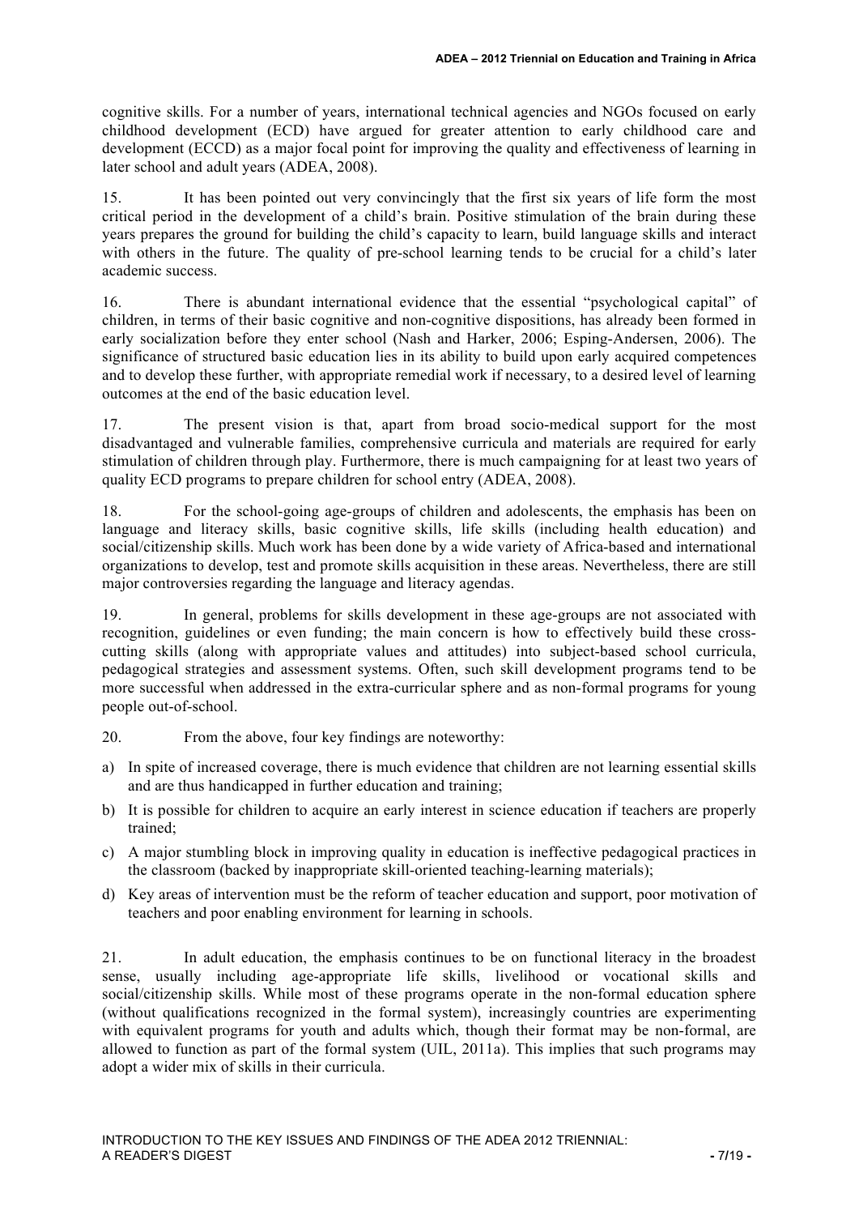cognitive skills. For a number of years, international technical agencies and NGOs focused on early childhood development (ECD) have argued for greater attention to early childhood care and development (ECCD) as a major focal point for improving the quality and effectiveness of learning in later school and adult years (ADEA, 2008).

15. It has been pointed out very convincingly that the first six years of life form the most critical period in the development of a child's brain. Positive stimulation of the brain during these years prepares the ground for building the child's capacity to learn, build language skills and interact with others in the future. The quality of pre-school learning tends to be crucial for a child's later academic success.

16. There is abundant international evidence that the essential "psychological capital" of children, in terms of their basic cognitive and non-cognitive dispositions, has already been formed in early socialization before they enter school (Nash and Harker, 2006; Esping-Andersen, 2006). The significance of structured basic education lies in its ability to build upon early acquired competences and to develop these further, with appropriate remedial work if necessary, to a desired level of learning outcomes at the end of the basic education level.

17. The present vision is that, apart from broad socio-medical support for the most disadvantaged and vulnerable families, comprehensive curricula and materials are required for early stimulation of children through play. Furthermore, there is much campaigning for at least two years of quality ECD programs to prepare children for school entry (ADEA, 2008).

18. For the school-going age-groups of children and adolescents, the emphasis has been on language and literacy skills, basic cognitive skills, life skills (including health education) and social/citizenship skills. Much work has been done by a wide variety of Africa-based and international organizations to develop, test and promote skills acquisition in these areas. Nevertheless, there are still major controversies regarding the language and literacy agendas.

19. In general, problems for skills development in these age-groups are not associated with recognition, guidelines or even funding; the main concern is how to effectively build these cross-cutting skills (along with appropriate values and attitudes) into subject-based school curricula, pedagogical strategies and assessment systems. Often, such skill development programs tend to be more successful when addressed in the extra-curricular sphere and as non-formal programs for young people out-of-school.

20. From the above, four key findings are noteworthy:

a) In spite of increased coverage, there is much evidence that children are not learning essential skills and are thus handicapped in further education and training;
b) It is possible for children to acquire an early interest in science education if teachers are properly trained;
c) A major stumbling block in improving quality in education is ineffective pedagogical practices in the classroom (backed by inappropriate skill-oriented teaching-learning materials);
d) Key areas of intervention must be the reform of teacher education and support, poor motivation of teachers and poor enabling environment for learning in schools.

21. In adult education, the emphasis continues to be on functional literacy in the broadest sense, usually including age-appropriate life skills, livelihood or vocational skills and social/citizenship skills. While most of these programs operate in the non-formal education sphere (without qualifications recognized in the formal system), increasingly countries are experimenting with equivalent programs for youth and adults which, though their format may be non-formal, are allowed to function as part of the formal system (UIL, 2011a). This implies that such programs may adopt a wider mix of skills in their curricula.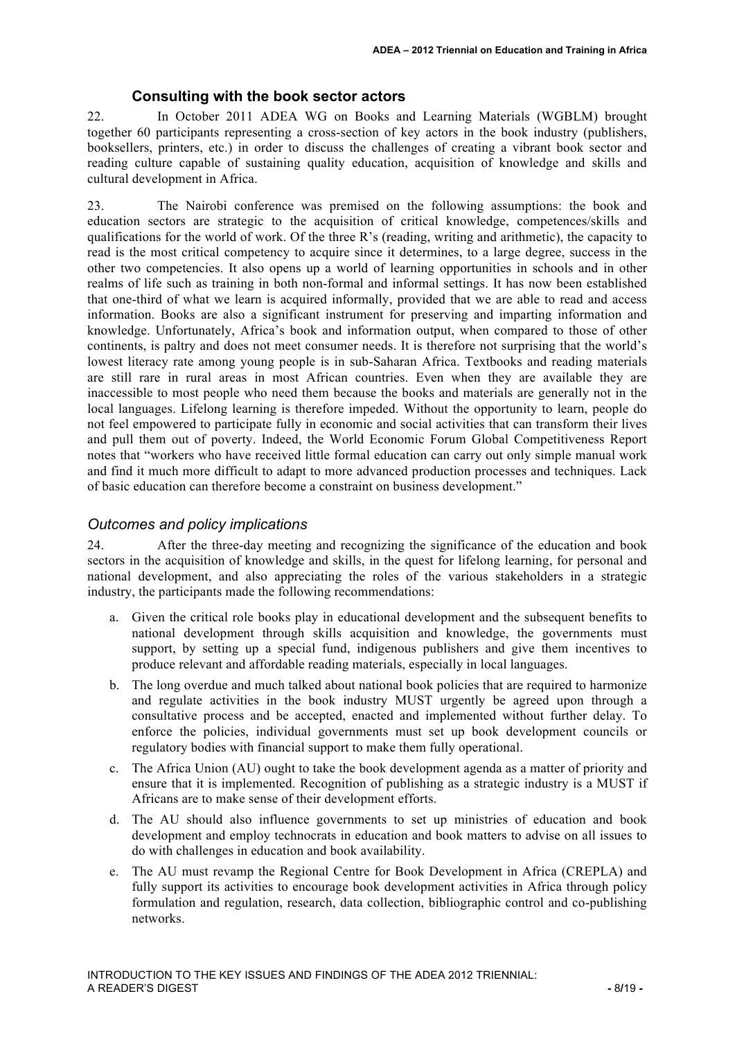### Consulting with the book sector actors

22. In October 2011 ADEA WG on Books and Learning Materials (WGBLM) brought together 60 participants representing a cross-section of key actors in the book industry (publishers, booksellers, printers, etc.) in order to discuss the challenges of creating a vibrant book sector and reading culture capable of sustaining quality education, acquisition of knowledge and skills and cultural development in Africa.

23. The Nairobi conference was premised on the following assumptions: the book and education sectors are strategic to the acquisition of critical knowledge, competences/skills and qualifications for the world of work. Of the three R's (reading, writing and arithmetic), the capacity to read is the most critical competency to acquire since it determines, to a large degree, success in the other two competencies. It also opens up a world of learning opportunities in schools and in other realms of life such as training in both non-formal and informal settings. It has now been established that one-third of what we learn is acquired informally, provided that we are able to read and access information. Books are also a significant instrument for preserving and imparting information and knowledge. Unfortunately, Africa's book and information output, when compared to those of other continents, is paltry and does not meet consumer needs. It is therefore not surprising that the world's lowest literacy rate among young people is in sub-Saharan Africa. Textbooks and reading materials are still rare in rural areas in most African countries. Even when they are available they are inaccessible to most people who need them because the books and materials are generally not in the local languages. Lifelong learning is therefore impeded. Without the opportunity to learn, people do not feel empowered to participate fully in economic and social activities that can transform their lives and pull them out of poverty. Indeed, the World Economic Forum Global Competitiveness Report notes that "workers who have received little formal education can carry out only simple manual work and find it much more difficult to adapt to more advanced production processes and techniques. Lack of basic education can therefore become a constraint on business development."

### *Outcomes and policy implications*

24. After the three-day meeting and recognizing the significance of the education and book sectors in the acquisition of knowledge and skills, in the quest for lifelong learning, for personal and national development, and also appreciating the roles of the various stakeholders in a strategic industry, the participants made the following recommendations:

a. Given the critical role books play in educational development and the subsequent benefits to national development through skills acquisition and knowledge, the governments must support, by setting up a special fund, indigenous publishers and give them incentives to produce relevant and affordable reading materials, especially in local languages.

b. The long overdue and much talked about national book policies that are required to harmonize and regulate activities in the book industry MUST urgently be agreed upon through a consultative process and be accepted, enacted and implemented without further delay. To enforce the policies, individual governments must set up book development councils or regulatory bodies with financial support to make them fully operational.

c. The Africa Union (AU) ought to take the book development agenda as a matter of priority and ensure that it is implemented. Recognition of publishing as a strategic industry is a MUST if Africans are to make sense of their development efforts.

d. The AU should also influence governments to set up ministries of education and book development and employ technocrats in education and book matters to advise on all issues to do with challenges in education and book availability.

e. The AU must revamp the Regional Centre for Book Development in Africa (CREPLA) and fully support its activities to encourage book development activities in Africa through policy formulation and regulation, research, data collection, bibliographic control and co-publishing networks.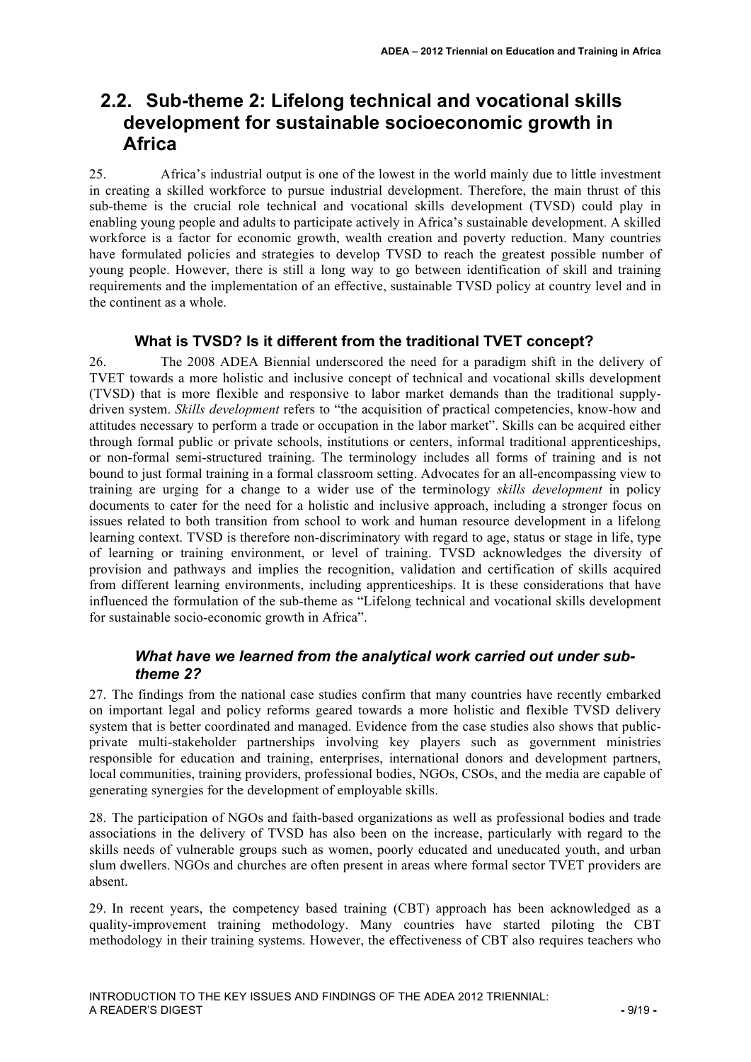## 2.2. Sub-theme 2: Lifelong technical and vocational skills development for sustainable socioeconomic growth in Africa

25. Africa's industrial output is one of the lowest in the world mainly due to little investment in creating a skilled workforce to pursue industrial development. Therefore, the main thrust of this sub-theme is the crucial role technical and vocational skills development (TVSD) could play in enabling young people and adults to participate actively in Africa's sustainable development. A skilled workforce is a factor for economic growth, wealth creation and poverty reduction. Many countries have formulated policies and strategies to develop TVSD to reach the greatest possible number of young people. However, there is still a long way to go between identification of skill and training requirements and the implementation of an effective, sustainable TVSD policy at country level and in the continent as a whole.

### What is TVSD? Is it different from the traditional TVET concept?

26. The 2008 ADEA Biennial underscored the need for a paradigm shift in the delivery of TVET towards a more holistic and inclusive concept of technical and vocational skills development (TVSD) that is more flexible and responsive to labor market demands than the traditional supply-driven system. *Skills development* refers to "the acquisition of practical competencies, know-how and attitudes necessary to perform a trade or occupation in the labor market". Skills can be acquired either through formal public or private schools, institutions or centers, informal traditional apprenticeships, or non-formal semi-structured training. The terminology includes all forms of training and is not bound to just formal training in a formal classroom setting. Advocates for an all-encompassing view to training are urging for a change to a wider use of the terminology *skills development* in policy documents to cater for the need for a holistic and inclusive approach, including a stronger focus on issues related to both transition from school to work and human resource development in a lifelong learning context. TVSD is therefore non-discriminatory with regard to age, status or stage in life, type of learning or training environment, or level of training. TVSD acknowledges the diversity of provision and pathways and implies the recognition, validation and certification of skills acquired from different learning environments, including apprenticeships. It is these considerations that have influenced the formulation of the sub-theme as "Lifelong technical and vocational skills development for sustainable socio-economic growth in Africa".

### *What have we learned from the analytical work carried out under sub-theme 2?*

27. The findings from the national case studies confirm that many countries have recently embarked on important legal and policy reforms geared towards a more holistic and flexible TVSD delivery system that is better coordinated and managed. Evidence from the case studies also shows that public-private multi-stakeholder partnerships involving key players such as government ministries responsible for education and training, enterprises, international donors and development partners, local communities, training providers, professional bodies, NGOs, CSOs, and the media are capable of generating synergies for the development of employable skills.

28. The participation of NGOs and faith-based organizations as well as professional bodies and trade associations in the delivery of TVSD has also been on the increase, particularly with regard to the skills needs of vulnerable groups such as women, poorly educated and uneducated youth, and urban slum dwellers. NGOs and churches are often present in areas where formal sector TVET providers are absent.

29. In recent years, the competency based training (CBT) approach has been acknowledged as a quality-improvement training methodology. Many countries have started piloting the CBT methodology in their training systems. However, the effectiveness of CBT also requires teachers who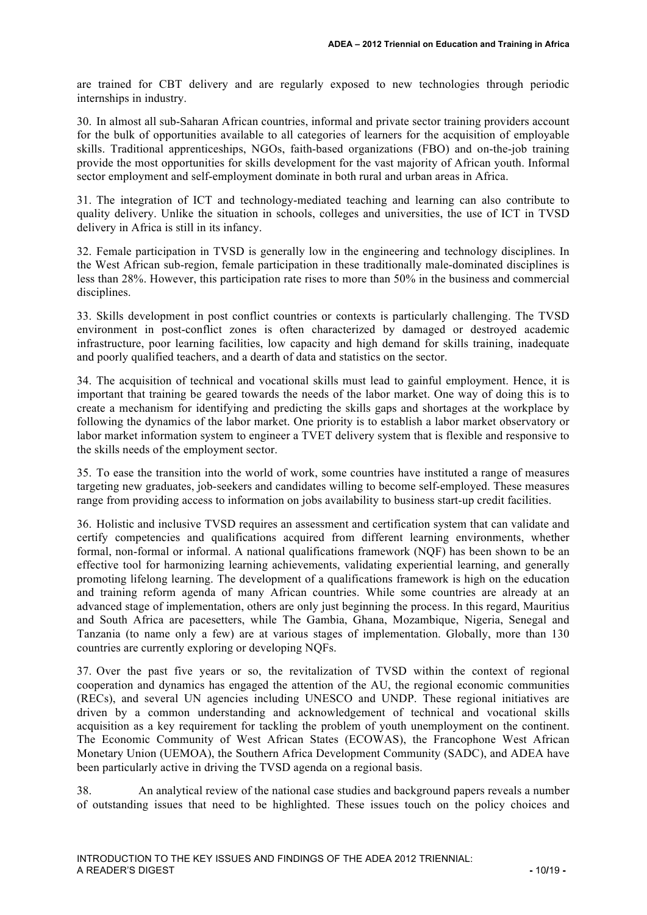are trained for CBT delivery and are regularly exposed to new technologies through periodic internships in industry.

30. In almost all sub-Saharan African countries, informal and private sector training providers account for the bulk of opportunities available to all categories of learners for the acquisition of employable skills. Traditional apprenticeships, NGOs, faith-based organizations (FBO) and on-the-job training provide the most opportunities for skills development for the vast majority of African youth. Informal sector employment and self-employment dominate in both rural and urban areas in Africa.

31. The integration of ICT and technology-mediated teaching and learning can also contribute to quality delivery. Unlike the situation in schools, colleges and universities, the use of ICT in TVSD delivery in Africa is still in its infancy.

32. Female participation in TVSD is generally low in the engineering and technology disciplines. In the West African sub-region, female participation in these traditionally male-dominated disciplines is less than 28%. However, this participation rate rises to more than 50% in the business and commercial disciplines.

33. Skills development in post conflict countries or contexts is particularly challenging. The TVSD environment in post-conflict zones is often characterized by damaged or destroyed academic infrastructure, poor learning facilities, low capacity and high demand for skills training, inadequate and poorly qualified teachers, and a dearth of data and statistics on the sector.

34. The acquisition of technical and vocational skills must lead to gainful employment. Hence, it is important that training be geared towards the needs of the labor market. One way of doing this is to create a mechanism for identifying and predicting the skills gaps and shortages at the workplace by following the dynamics of the labor market. One priority is to establish a labor market observatory or labor market information system to engineer a TVET delivery system that is flexible and responsive to the skills needs of the employment sector.

35. To ease the transition into the world of work, some countries have instituted a range of measures targeting new graduates, job-seekers and candidates willing to become self-employed. These measures range from providing access to information on jobs availability to business start-up credit facilities.

36. Holistic and inclusive TVSD requires an assessment and certification system that can validate and certify competencies and qualifications acquired from different learning environments, whether formal, non-formal or informal. A national qualifications framework (NQF) has been shown to be an effective tool for harmonizing learning achievements, validating experiential learning, and generally promoting lifelong learning. The development of a qualifications framework is high on the education and training reform agenda of many African countries. While some countries are already at an advanced stage of implementation, others are only just beginning the process. In this regard, Mauritius and South Africa are pacesetters, while The Gambia, Ghana, Mozambique, Nigeria, Senegal and Tanzania (to name only a few) are at various stages of implementation. Globally, more than 130 countries are currently exploring or developing NQFs.

37. Over the past five years or so, the revitalization of TVSD within the context of regional cooperation and dynamics has engaged the attention of the AU, the regional economic communities (RECs), and several UN agencies including UNESCO and UNDP. These regional initiatives are driven by a common understanding and acknowledgement of technical and vocational skills acquisition as a key requirement for tackling the problem of youth unemployment on the continent. The Economic Community of West African States (ECOWAS), the Francophone West African Monetary Union (UEMOA), the Southern Africa Development Community (SADC), and ADEA have been particularly active in driving the TVSD agenda on a regional basis.

38. An analytical review of the national case studies and background papers reveals a number of outstanding issues that need to be highlighted. These issues touch on the policy choices and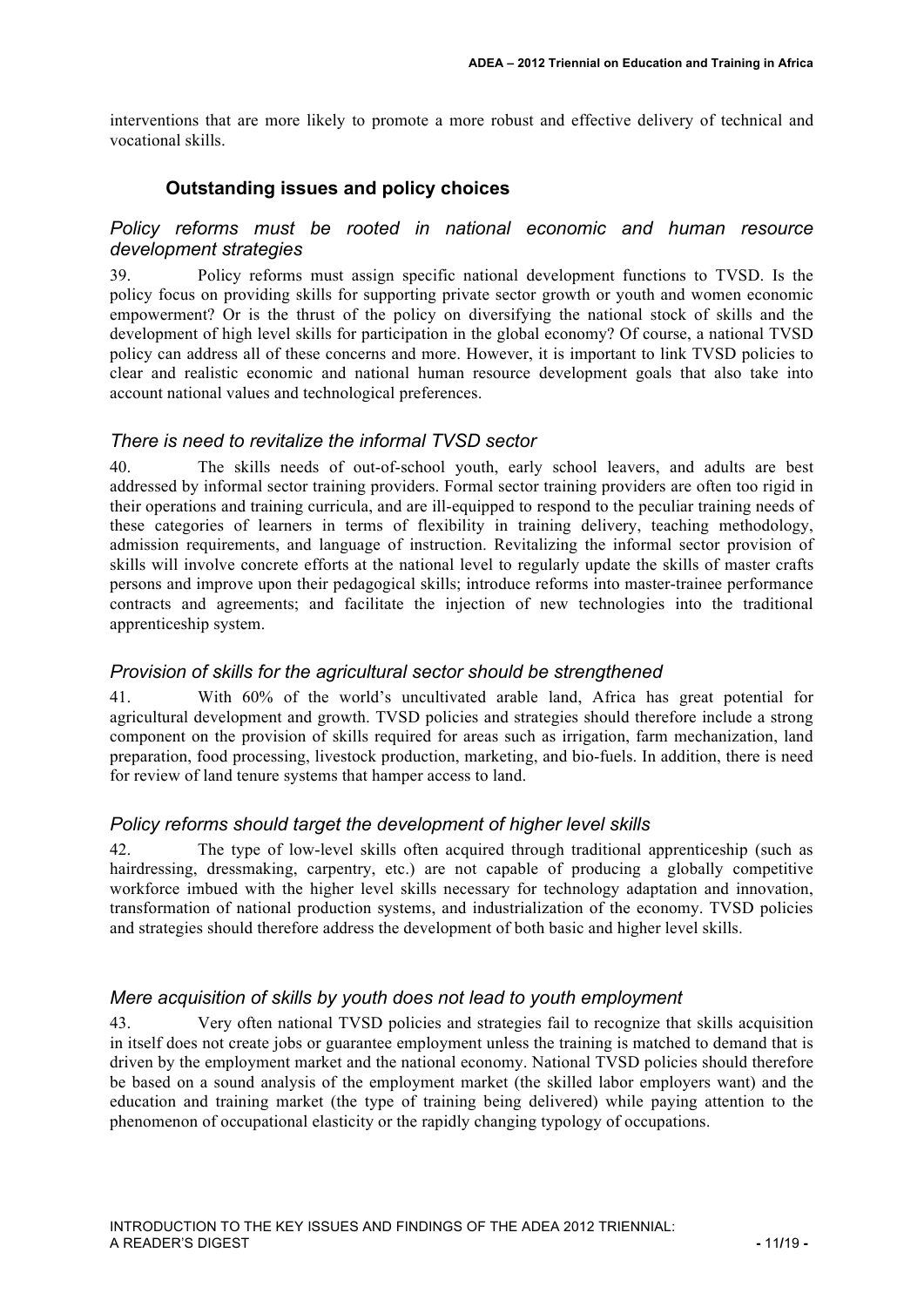interventions that are more likely to promote a more robust and effective delivery of technical and vocational skills.

## Outstanding issues and policy choices

### *Policy reforms must be rooted in national economic and human resource development strategies*

39. Policy reforms must assign specific national development functions to TVSD. Is the policy focus on providing skills for supporting private sector growth or youth and women economic empowerment? Or is the thrust of the policy on diversifying the national stock of skills and the development of high level skills for participation in the global economy? Of course, a national TVSD policy can address all of these concerns and more. However, it is important to link TVSD policies to clear and realistic economic and national human resource development goals that also take into account national values and technological preferences.

### *There is need to revitalize the informal TVSD sector*

40. The skills needs of out-of-school youth, early school leavers, and adults are best addressed by informal sector training providers. Formal sector training providers are often too rigid in their operations and training curricula, and are ill-equipped to respond to the peculiar training needs of these categories of learners in terms of flexibility in training delivery, teaching methodology, admission requirements, and language of instruction. Revitalizing the informal sector provision of skills will involve concrete efforts at the national level to regularly update the skills of master crafts persons and improve upon their pedagogical skills; introduce reforms into master-trainee performance contracts and agreements; and facilitate the injection of new technologies into the traditional apprenticeship system.

### *Provision of skills for the agricultural sector should be strengthened*

41. With 60% of the world's uncultivated arable land, Africa has great potential for agricultural development and growth. TVSD policies and strategies should therefore include a strong component on the provision of skills required for areas such as irrigation, farm mechanization, land preparation, food processing, livestock production, marketing, and bio-fuels. In addition, there is need for review of land tenure systems that hamper access to land.

### *Policy reforms should target the development of higher level skills*

42. The type of low-level skills often acquired through traditional apprenticeship (such as hairdressing, dressmaking, carpentry, etc.) are not capable of producing a globally competitive workforce imbued with the higher level skills necessary for technology adaptation and innovation, transformation of national production systems, and industrialization of the economy. TVSD policies and strategies should therefore address the development of both basic and higher level skills.

### *Mere acquisition of skills by youth does not lead to youth employment*

43. Very often national TVSD policies and strategies fail to recognize that skills acquisition in itself does not create jobs or guarantee employment unless the training is matched to demand that is driven by the employment market and the national economy. National TVSD policies should therefore be based on a sound analysis of the employment market (the skilled labor employers want) and the education and training market (the type of training being delivered) while paying attention to the phenomenon of occupational elasticity or the rapidly changing typology of occupations.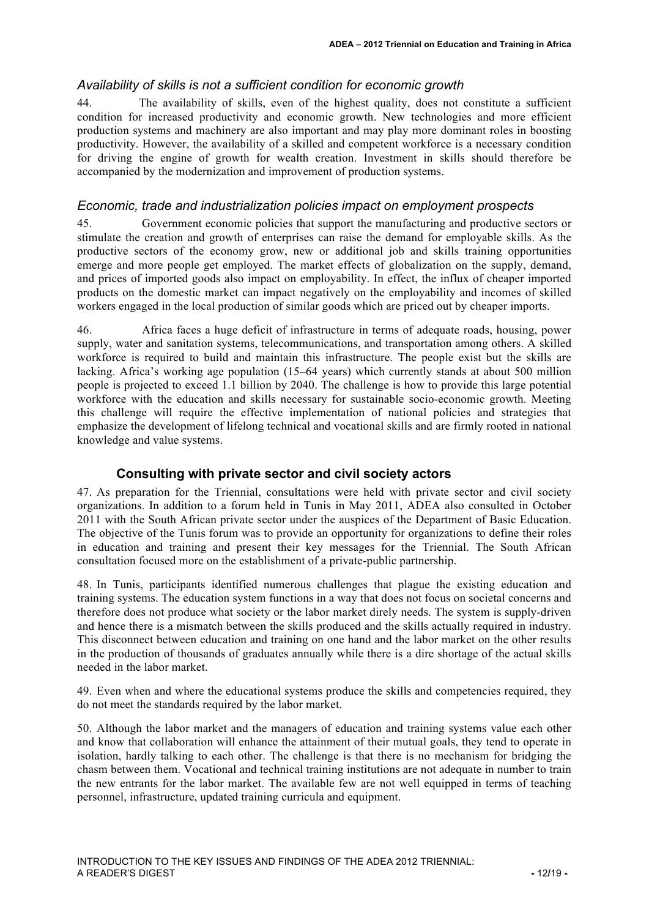### *Availability of skills is not a sufficient condition for economic growth*

44. The availability of skills, even of the highest quality, does not constitute a sufficient condition for increased productivity and economic growth. New technologies and more efficient production systems and machinery are also important and may play more dominant roles in boosting productivity. However, the availability of a skilled and competent workforce is a necessary condition for driving the engine of growth for wealth creation. Investment in skills should therefore be accompanied by the modernization and improvement of production systems.

### *Economic, trade and industrialization policies impact on employment prospects*

45. Government economic policies that support the manufacturing and productive sectors or stimulate the creation and growth of enterprises can raise the demand for employable skills. As the productive sectors of the economy grow, new or additional job and skills training opportunities emerge and more people get employed. The market effects of globalization on the supply, demand, and prices of imported goods also impact on employability. In effect, the influx of cheaper imported products on the domestic market can impact negatively on the employability and incomes of skilled workers engaged in the local production of similar goods which are priced out by cheaper imports.

46. Africa faces a huge deficit of infrastructure in terms of adequate roads, housing, power supply, water and sanitation systems, telecommunications, and transportation among others. A skilled workforce is required to build and maintain this infrastructure. The people exist but the skills are lacking. Africa's working age population (15–64 years) which currently stands at about 500 million people is projected to exceed 1.1 billion by 2040. The challenge is how to provide this large potential workforce with the education and skills necessary for sustainable socio-economic growth. Meeting this challenge will require the effective implementation of national policies and strategies that emphasize the development of lifelong technical and vocational skills and are firmly rooted in national knowledge and value systems.

## Consulting with private sector and civil society actors

47. As preparation for the Triennial, consultations were held with private sector and civil society organizations. In addition to a forum held in Tunis in May 2011, ADEA also consulted in October 2011 with the South African private sector under the auspices of the Department of Basic Education. The objective of the Tunis forum was to provide an opportunity for organizations to define their roles in education and training and present their key messages for the Triennial. The South African consultation focused more on the establishment of a private-public partnership.

48. In Tunis, participants identified numerous challenges that plague the existing education and training systems. The education system functions in a way that does not focus on societal concerns and therefore does not produce what society or the labor market direly needs. The system is supply-driven and hence there is a mismatch between the skills produced and the skills actually required in industry. This disconnect between education and training on one hand and the labor market on the other results in the production of thousands of graduates annually while there is a dire shortage of the actual skills needed in the labor market.

49. Even when and where the educational systems produce the skills and competencies required, they do not meet the standards required by the labor market.

50. Although the labor market and the managers of education and training systems value each other and know that collaboration will enhance the attainment of their mutual goals, they tend to operate in isolation, hardly talking to each other. The challenge is that there is no mechanism for bridging the chasm between them. Vocational and technical training institutions are not adequate in number to train the new entrants for the labor market. The available few are not well equipped in terms of teaching personnel, infrastructure, updated training curricula and equipment.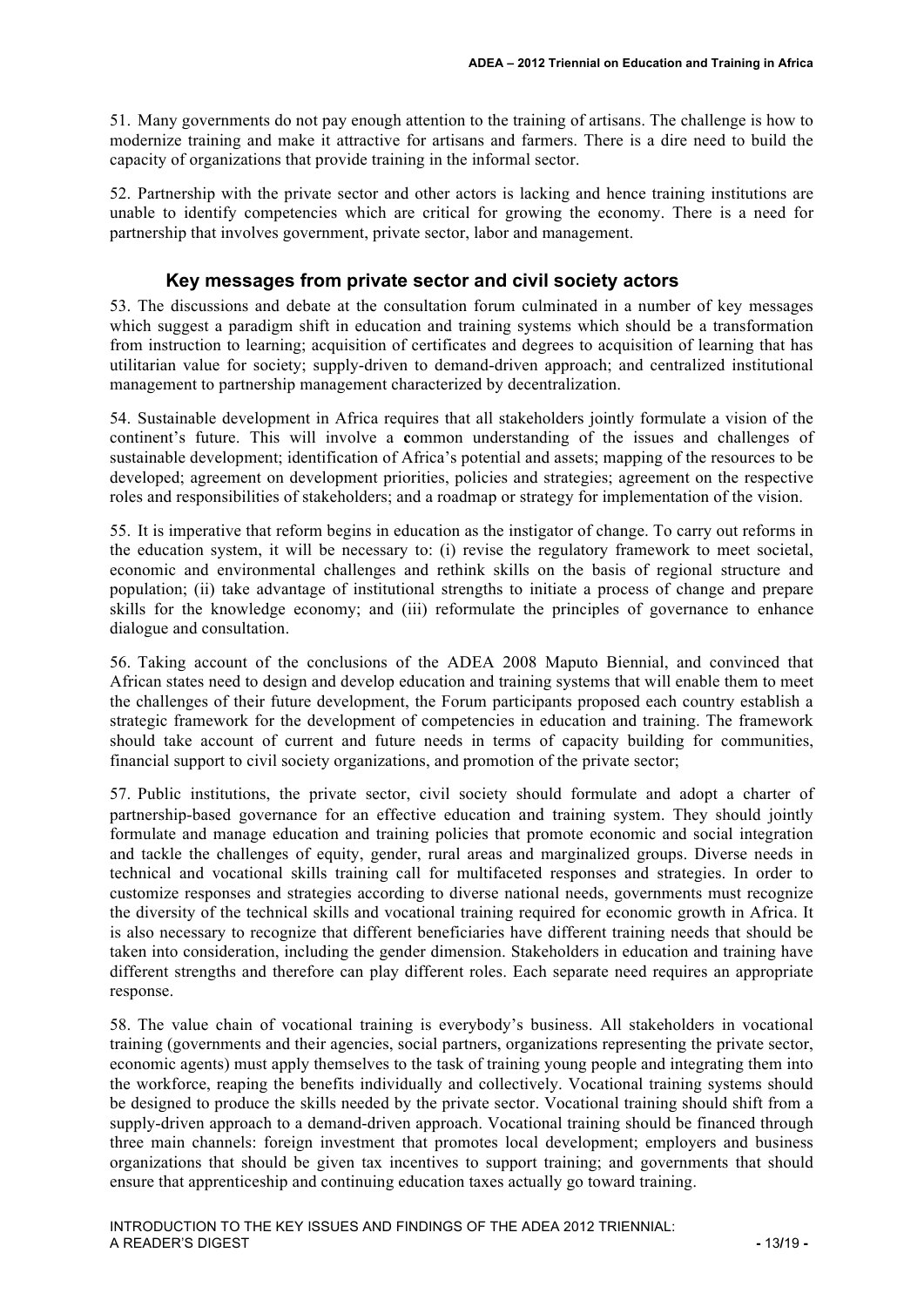51. Many governments do not pay enough attention to the training of artisans. The challenge is how to modernize training and make it attractive for artisans and farmers. There is a dire need to build the capacity of organizations that provide training in the informal sector.

52. Partnership with the private sector and other actors is lacking and hence training institutions are unable to identify competencies which are critical for growing the economy. There is a need for partnership that involves government, private sector, labor and management.

### Key messages from private sector and civil society actors

53. The discussions and debate at the consultation forum culminated in a number of key messages which suggest a paradigm shift in education and training systems which should be a transformation from instruction to learning; acquisition of certificates and degrees to acquisition of learning that has utilitarian value for society; supply-driven to demand-driven approach; and centralized institutional management to partnership management characterized by decentralization.

54. Sustainable development in Africa requires that all stakeholders jointly formulate a vision of the continent's future. This will involve a **c**ommon understanding of the issues and challenges of sustainable development; identification of Africa's potential and assets; mapping of the resources to be developed; agreement on development priorities, policies and strategies; agreement on the respective roles and responsibilities of stakeholders; and a roadmap or strategy for implementation of the vision.

55. It is imperative that reform begins in education as the instigator of change. To carry out reforms in the education system, it will be necessary to: (i) revise the regulatory framework to meet societal, economic and environmental challenges and rethink skills on the basis of regional structure and population; (ii) take advantage of institutional strengths to initiate a process of change and prepare skills for the knowledge economy; and (iii) reformulate the principles of governance to enhance dialogue and consultation.

56. Taking account of the conclusions of the ADEA 2008 Maputo Biennial, and convinced that African states need to design and develop education and training systems that will enable them to meet the challenges of their future development, the Forum participants proposed each country establish a strategic framework for the development of competencies in education and training. The framework should take account of current and future needs in terms of capacity building for communities, financial support to civil society organizations, and promotion of the private sector;

57. Public institutions, the private sector, civil society should formulate and adopt a charter of partnership-based governance for an effective education and training system. They should jointly formulate and manage education and training policies that promote economic and social integration and tackle the challenges of equity, gender, rural areas and marginalized groups. Diverse needs in technical and vocational skills training call for multifaceted responses and strategies. In order to customize responses and strategies according to diverse national needs, governments must recognize the diversity of the technical skills and vocational training required for economic growth in Africa. It is also necessary to recognize that different beneficiaries have different training needs that should be taken into consideration, including the gender dimension. Stakeholders in education and training have different strengths and therefore can play different roles. Each separate need requires an appropriate response.

58. The value chain of vocational training is everybody's business. All stakeholders in vocational training (governments and their agencies, social partners, organizations representing the private sector, economic agents) must apply themselves to the task of training young people and integrating them into the workforce, reaping the benefits individually and collectively. Vocational training systems should be designed to produce the skills needed by the private sector. Vocational training should shift from a supply-driven approach to a demand-driven approach. Vocational training should be financed through three main channels: foreign investment that promotes local development; employers and business organizations that should be given tax incentives to support training; and governments that should ensure that apprenticeship and continuing education taxes actually go toward training.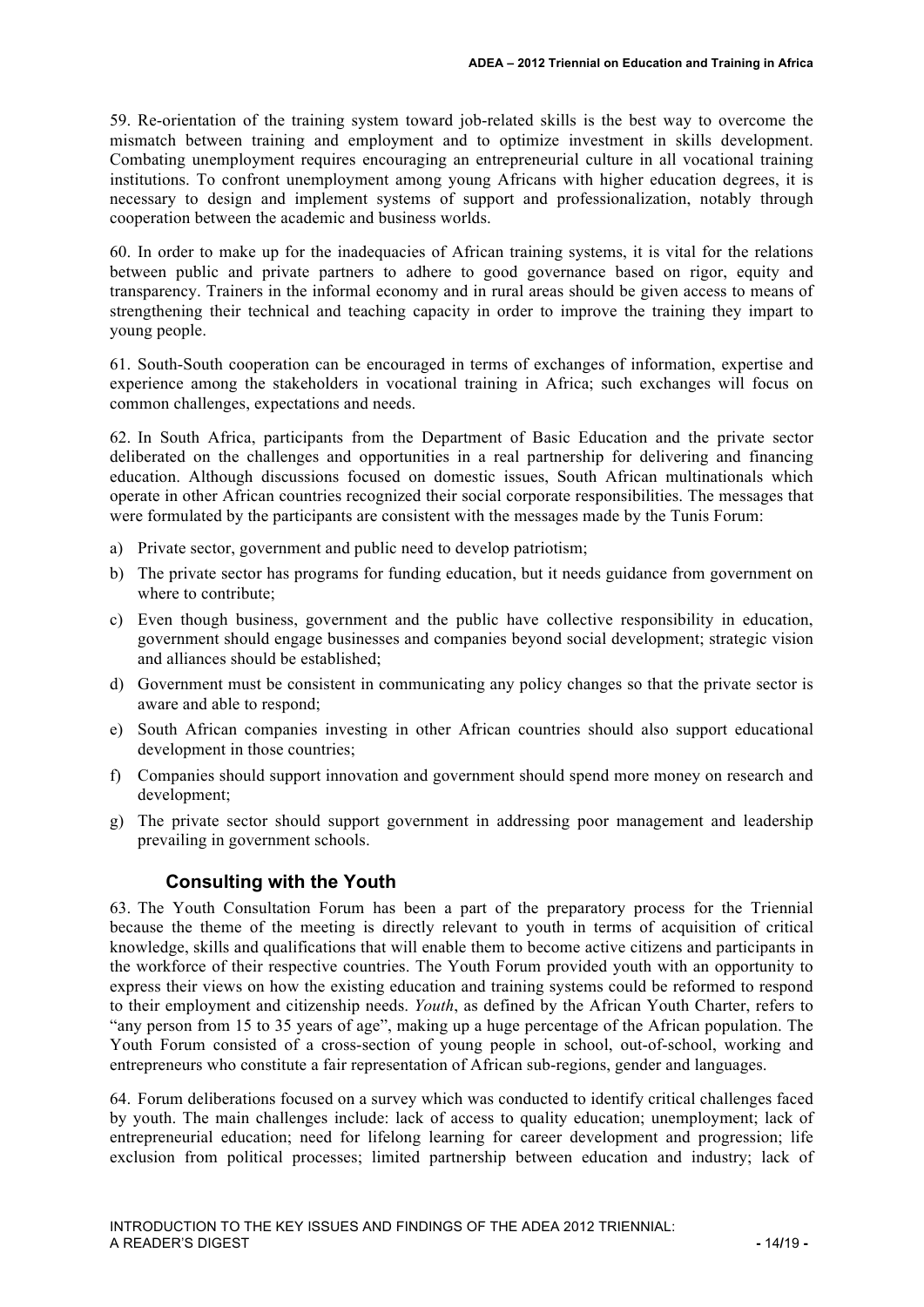59. Re-orientation of the training system toward job-related skills is the best way to overcome the mismatch between training and employment and to optimize investment in skills development. Combating unemployment requires encouraging an entrepreneurial culture in all vocational training institutions. To confront unemployment among young Africans with higher education degrees, it is necessary to design and implement systems of support and professionalization, notably through cooperation between the academic and business worlds.

60. In order to make up for the inadequacies of African training systems, it is vital for the relations between public and private partners to adhere to good governance based on rigor, equity and transparency. Trainers in the informal economy and in rural areas should be given access to means of strengthening their technical and teaching capacity in order to improve the training they impart to young people.

61. South-South cooperation can be encouraged in terms of exchanges of information, expertise and experience among the stakeholders in vocational training in Africa; such exchanges will focus on common challenges, expectations and needs.

62. In South Africa, participants from the Department of Basic Education and the private sector deliberated on the challenges and opportunities in a real partnership for delivering and financing education. Although discussions focused on domestic issues, South African multinationals which operate in other African countries recognized their social corporate responsibilities. The messages that were formulated by the participants are consistent with the messages made by the Tunis Forum:

a) Private sector, government and public need to develop patriotism;
b) The private sector has programs for funding education, but it needs guidance from government on where to contribute;
c) Even though business, government and the public have collective responsibility in education, government should engage businesses and companies beyond social development; strategic vision and alliances should be established;
d) Government must be consistent in communicating any policy changes so that the private sector is aware and able to respond;
e) South African companies investing in other African countries should also support educational development in those countries;
f) Companies should support innovation and government should spend more money on research and development;
g) The private sector should support government in addressing poor management and leadership prevailing in government schools.

### Consulting with the Youth

63. The Youth Consultation Forum has been a part of the preparatory process for the Triennial because the theme of the meeting is directly relevant to youth in terms of acquisition of critical knowledge, skills and qualifications that will enable them to become active citizens and participants in the workforce of their respective countries. The Youth Forum provided youth with an opportunity to express their views on how the existing education and training systems could be reformed to respond to their employment and citizenship needs. *Youth*, as defined by the African Youth Charter, refers to "any person from 15 to 35 years of age", making up a huge percentage of the African population. The Youth Forum consisted of a cross-section of young people in school, out-of-school, working and entrepreneurs who constitute a fair representation of African sub-regions, gender and languages.

64. Forum deliberations focused on a survey which was conducted to identify critical challenges faced by youth. The main challenges include: lack of access to quality education; unemployment; lack of entrepreneurial education; need for lifelong learning for career development and progression; life exclusion from political processes; limited partnership between education and industry; lack of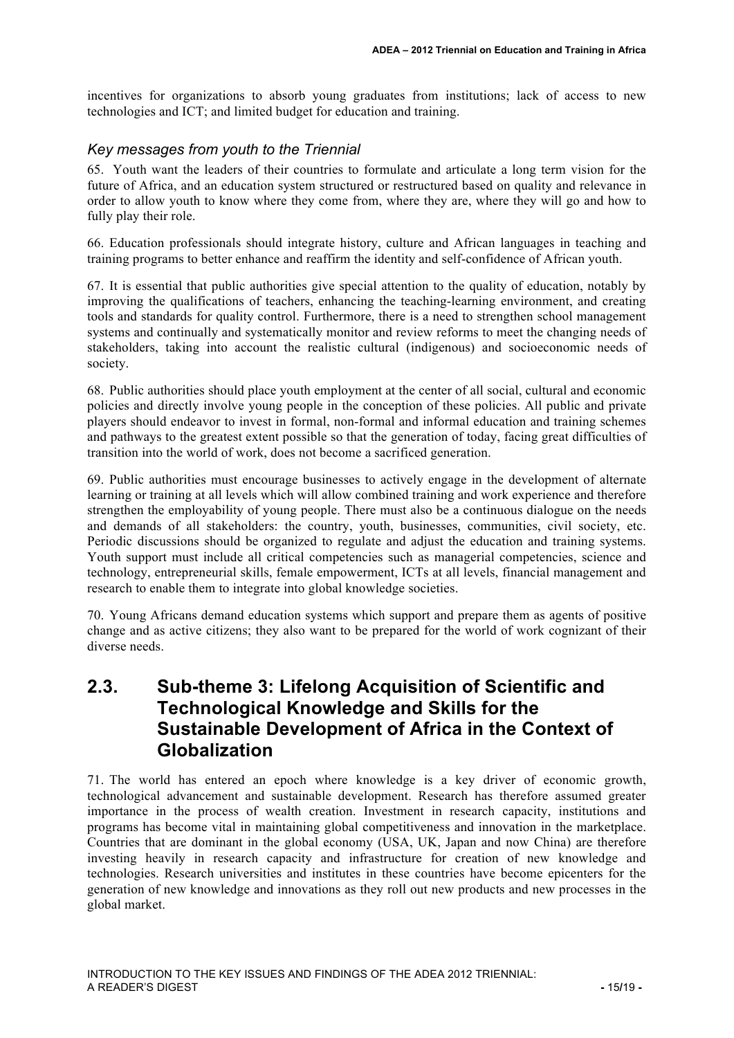incentives for organizations to absorb young graduates from institutions; lack of access to new technologies and ICT; and limited budget for education and training.

### *Key messages from youth to the Triennial*

65. Youth want the leaders of their countries to formulate and articulate a long term vision for the future of Africa, and an education system structured or restructured based on quality and relevance in order to allow youth to know where they come from, where they are, where they will go and how to fully play their role.

66. Education professionals should integrate history, culture and African languages in teaching and training programs to better enhance and reaffirm the identity and self-confidence of African youth.

67. It is essential that public authorities give special attention to the quality of education, notably by improving the qualifications of teachers, enhancing the teaching-learning environment, and creating tools and standards for quality control. Furthermore, there is a need to strengthen school management systems and continually and systematically monitor and review reforms to meet the changing needs of stakeholders, taking into account the realistic cultural (indigenous) and socioeconomic needs of society.

68. Public authorities should place youth employment at the center of all social, cultural and economic policies and directly involve young people in the conception of these policies. All public and private players should endeavor to invest in formal, non-formal and informal education and training schemes and pathways to the greatest extent possible so that the generation of today, facing great difficulties of transition into the world of work, does not become a sacrificed generation.

69. Public authorities must encourage businesses to actively engage in the development of alternate learning or training at all levels which will allow combined training and work experience and therefore strengthen the employability of young people. There must also be a continuous dialogue on the needs and demands of all stakeholders: the country, youth, businesses, communities, civil society, etc. Periodic discussions should be organized to regulate and adjust the education and training systems. Youth support must include all critical competencies such as managerial competencies, science and technology, entrepreneurial skills, female empowerment, ICTs at all levels, financial management and research to enable them to integrate into global knowledge societies.

70. Young Africans demand education systems which support and prepare them as agents of positive change and as active citizens; they also want to be prepared for the world of work cognizant of their diverse needs.

## 2.3. Sub-theme 3: Lifelong Acquisition of Scientific and Technological Knowledge and Skills for the Sustainable Development of Africa in the Context of Globalization

71. The world has entered an epoch where knowledge is a key driver of economic growth, technological advancement and sustainable development. Research has therefore assumed greater importance in the process of wealth creation. Investment in research capacity, institutions and programs has become vital in maintaining global competitiveness and innovation in the marketplace. Countries that are dominant in the global economy (USA, UK, Japan and now China) are therefore investing heavily in research capacity and infrastructure for creation of new knowledge and technologies. Research universities and institutes in these countries have become epicenters for the generation of new knowledge and innovations as they roll out new products and new processes in the global market.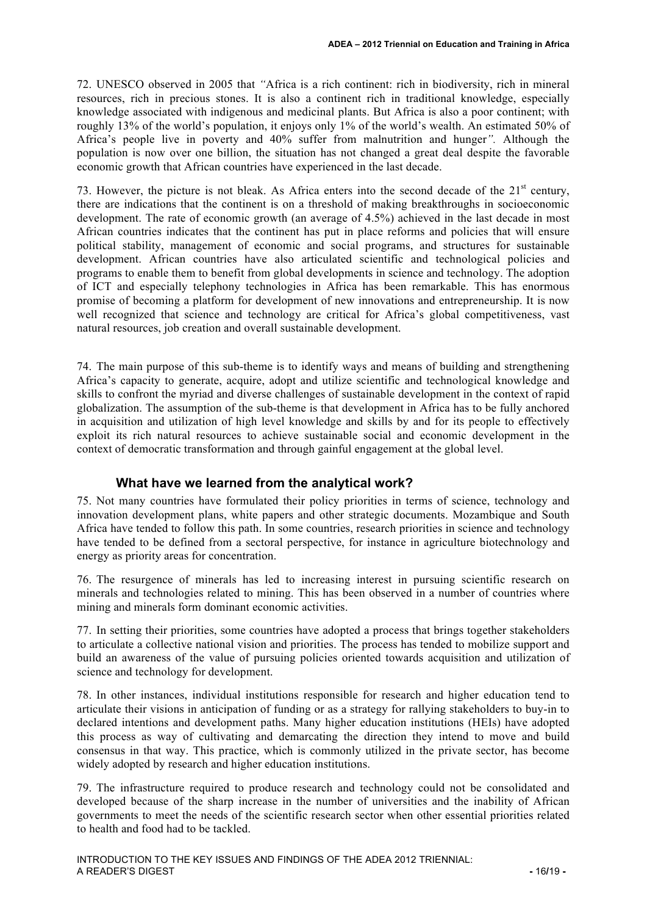72. UNESCO observed in 2005 that *"*Africa is a rich continent: rich in biodiversity, rich in mineral resources, rich in precious stones. It is also a continent rich in traditional knowledge, especially knowledge associated with indigenous and medicinal plants. But Africa is also a poor continent; with roughly 13% of the world's population, it enjoys only 1% of the world's wealth. An estimated 50% of Africa's people live in poverty and 40% suffer from malnutrition and hunger*"*. Although the population is now over one billion, the situation has not changed a great deal despite the favorable economic growth that African countries have experienced in the last decade.

73. However, the picture is not bleak. As Africa enters into the second decade of the 21st century, there are indications that the continent is on a threshold of making breakthroughs in socioeconomic development. The rate of economic growth (an average of 4.5%) achieved in the last decade in most African countries indicates that the continent has put in place reforms and policies that will ensure political stability, management of economic and social programs, and structures for sustainable development. African countries have also articulated scientific and technological policies and programs to enable them to benefit from global developments in science and technology. The adoption of ICT and especially telephony technologies in Africa has been remarkable. This has enormous promise of becoming a platform for development of new innovations and entrepreneurship. It is now well recognized that science and technology are critical for Africa's global competitiveness, vast natural resources, job creation and overall sustainable development.

74. The main purpose of this sub-theme is to identify ways and means of building and strengthening Africa's capacity to generate, acquire, adopt and utilize scientific and technological knowledge and skills to confront the myriad and diverse challenges of sustainable development in the context of rapid globalization. The assumption of the sub-theme is that development in Africa has to be fully anchored in acquisition and utilization of high level knowledge and skills by and for its people to effectively exploit its rich natural resources to achieve sustainable social and economic development in the context of democratic transformation and through gainful engagement at the global level.

## What have we learned from the analytical work?

75. Not many countries have formulated their policy priorities in terms of science, technology and innovation development plans, white papers and other strategic documents. Mozambique and South Africa have tended to follow this path. In some countries, research priorities in science and technology have tended to be defined from a sectoral perspective, for instance in agriculture biotechnology and energy as priority areas for concentration.

76. The resurgence of minerals has led to increasing interest in pursuing scientific research on minerals and technologies related to mining. This has been observed in a number of countries where mining and minerals form dominant economic activities.

77. In setting their priorities, some countries have adopted a process that brings together stakeholders to articulate a collective national vision and priorities. The process has tended to mobilize support and build an awareness of the value of pursuing policies oriented towards acquisition and utilization of science and technology for development.

78. In other instances, individual institutions responsible for research and higher education tend to articulate their visions in anticipation of funding or as a strategy for rallying stakeholders to buy-in to declared intentions and development paths. Many higher education institutions (HEIs) have adopted this process as way of cultivating and demarcating the direction they intend to move and build consensus in that way. This practice, which is commonly utilized in the private sector, has become widely adopted by research and higher education institutions.

79. The infrastructure required to produce research and technology could not be consolidated and developed because of the sharp increase in the number of universities and the inability of African governments to meet the needs of the scientific research sector when other essential priorities related to health and food had to be tackled.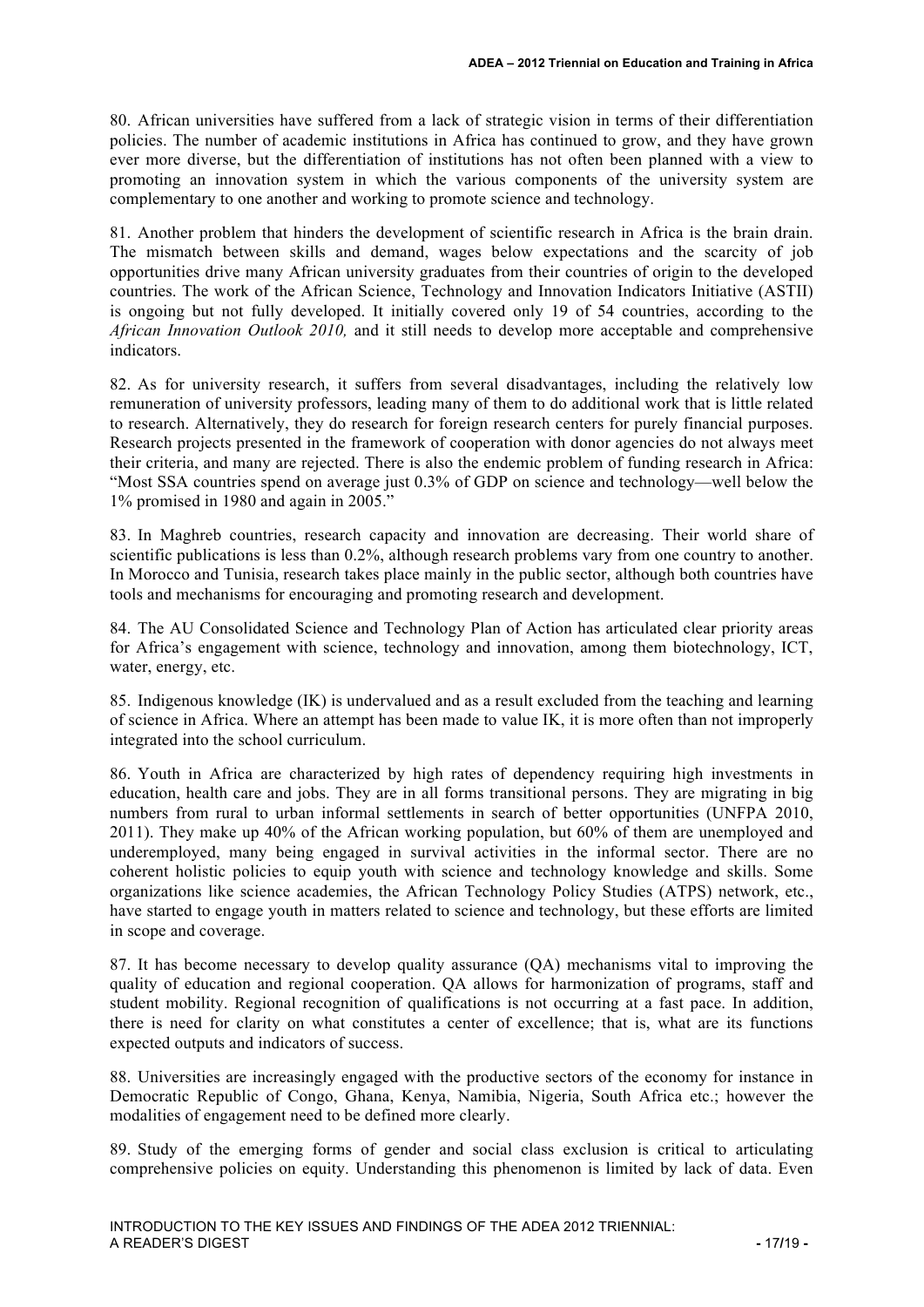80. African universities have suffered from a lack of strategic vision in terms of their differentiation policies. The number of academic institutions in Africa has continued to grow, and they have grown ever more diverse, but the differentiation of institutions has not often been planned with a view to promoting an innovation system in which the various components of the university system are complementary to one another and working to promote science and technology.

81. Another problem that hinders the development of scientific research in Africa is the brain drain. The mismatch between skills and demand, wages below expectations and the scarcity of job opportunities drive many African university graduates from their countries of origin to the developed countries. The work of the African Science, Technology and Innovation Indicators Initiative (ASTII) is ongoing but not fully developed. It initially covered only 19 of 54 countries, according to the *African Innovation Outlook 2010,* and it still needs to develop more acceptable and comprehensive indicators.

82. As for university research, it suffers from several disadvantages, including the relatively low remuneration of university professors, leading many of them to do additional work that is little related to research. Alternatively, they do research for foreign research centers for purely financial purposes. Research projects presented in the framework of cooperation with donor agencies do not always meet their criteria, and many are rejected. There is also the endemic problem of funding research in Africa: "Most SSA countries spend on average just 0.3% of GDP on science and technology—well below the 1% promised in 1980 and again in 2005."

83. In Maghreb countries, research capacity and innovation are decreasing. Their world share of scientific publications is less than 0.2%, although research problems vary from one country to another. In Morocco and Tunisia, research takes place mainly in the public sector, although both countries have tools and mechanisms for encouraging and promoting research and development.

84. The AU Consolidated Science and Technology Plan of Action has articulated clear priority areas for Africa's engagement with science, technology and innovation, among them biotechnology, ICT, water, energy, etc.

85. Indigenous knowledge (IK) is undervalued and as a result excluded from the teaching and learning of science in Africa. Where an attempt has been made to value IK, it is more often than not improperly integrated into the school curriculum.

86. Youth in Africa are characterized by high rates of dependency requiring high investments in education, health care and jobs. They are in all forms transitional persons. They are migrating in big numbers from rural to urban informal settlements in search of better opportunities (UNFPA 2010, 2011). They make up 40% of the African working population, but 60% of them are unemployed and underemployed, many being engaged in survival activities in the informal sector. There are no coherent holistic policies to equip youth with science and technology knowledge and skills. Some organizations like science academies, the African Technology Policy Studies (ATPS) network, etc., have started to engage youth in matters related to science and technology, but these efforts are limited in scope and coverage.

87. It has become necessary to develop quality assurance (QA) mechanisms vital to improving the quality of education and regional cooperation. QA allows for harmonization of programs, staff and student mobility. Regional recognition of qualifications is not occurring at a fast pace. In addition, there is need for clarity on what constitutes a center of excellence; that is, what are its functions expected outputs and indicators of success.

88. Universities are increasingly engaged with the productive sectors of the economy for instance in Democratic Republic of Congo, Ghana, Kenya, Namibia, Nigeria, South Africa etc.; however the modalities of engagement need to be defined more clearly.

89. Study of the emerging forms of gender and social class exclusion is critical to articulating comprehensive policies on equity. Understanding this phenomenon is limited by lack of data. Even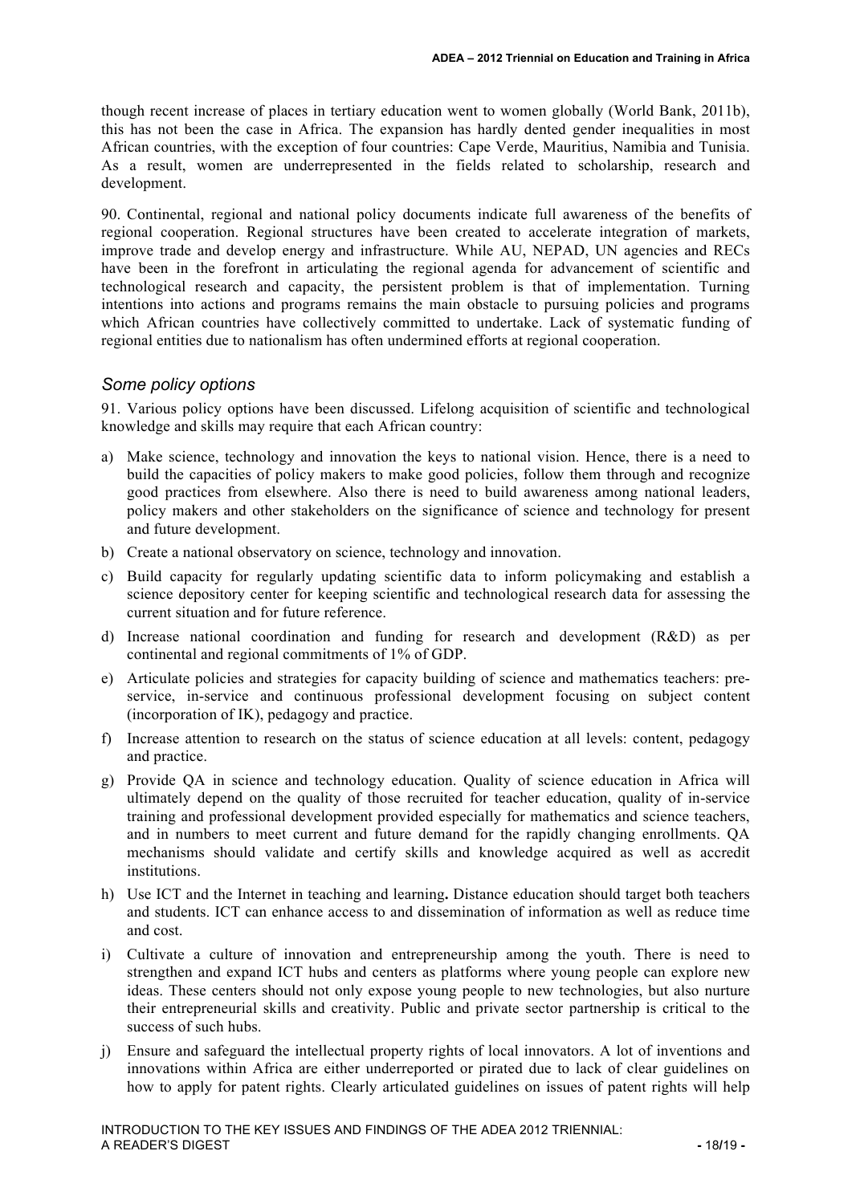though recent increase of places in tertiary education went to women globally (World Bank, 2011b), this has not been the case in Africa. The expansion has hardly dented gender inequalities in most African countries, with the exception of four countries: Cape Verde, Mauritius, Namibia and Tunisia. As a result, women are underrepresented in the fields related to scholarship, research and development.

90. Continental, regional and national policy documents indicate full awareness of the benefits of regional cooperation. Regional structures have been created to accelerate integration of markets, improve trade and develop energy and infrastructure. While AU, NEPAD, UN agencies and RECs have been in the forefront in articulating the regional agenda for advancement of scientific and technological research and capacity, the persistent problem is that of implementation. Turning intentions into actions and programs remains the main obstacle to pursuing policies and programs which African countries have collectively committed to undertake. Lack of systematic funding of regional entities due to nationalism has often undermined efforts at regional cooperation.

### *Some policy options*

91. Various policy options have been discussed. Lifelong acquisition of scientific and technological knowledge and skills may require that each African country:

a) Make science, technology and innovation the keys to national vision. Hence, there is a need to build the capacities of policy makers to make good policies, follow them through and recognize good practices from elsewhere. Also there is need to build awareness among national leaders, policy makers and other stakeholders on the significance of science and technology for present and future development.

b) Create a national observatory on science, technology and innovation.

c) Build capacity for regularly updating scientific data to inform policymaking and establish a science depository center for keeping scientific and technological research data for assessing the current situation and for future reference.

d) Increase national coordination and funding for research and development (R&D) as per continental and regional commitments of 1% of GDP.

e) Articulate policies and strategies for capacity building of science and mathematics teachers: pre-service, in-service and continuous professional development focusing on subject content (incorporation of IK), pedagogy and practice.

f) Increase attention to research on the status of science education at all levels: content, pedagogy and practice.

g) Provide QA in science and technology education. Quality of science education in Africa will ultimately depend on the quality of those recruited for teacher education, quality of in-service training and professional development provided especially for mathematics and science teachers, and in numbers to meet current and future demand for the rapidly changing enrollments. QA mechanisms should validate and certify skills and knowledge acquired as well as accredit institutions.

h) Use ICT and the Internet in teaching and learning**.** Distance education should target both teachers and students. ICT can enhance access to and dissemination of information as well as reduce time and cost.

i) Cultivate a culture of innovation and entrepreneurship among the youth. There is need to strengthen and expand ICT hubs and centers as platforms where young people can explore new ideas. These centers should not only expose young people to new technologies, but also nurture their entrepreneurial skills and creativity. Public and private sector partnership is critical to the success of such hubs.

j) Ensure and safeguard the intellectual property rights of local innovators. A lot of inventions and innovations within Africa are either underreported or pirated due to lack of clear guidelines on how to apply for patent rights. Clearly articulated guidelines on issues of patent rights will help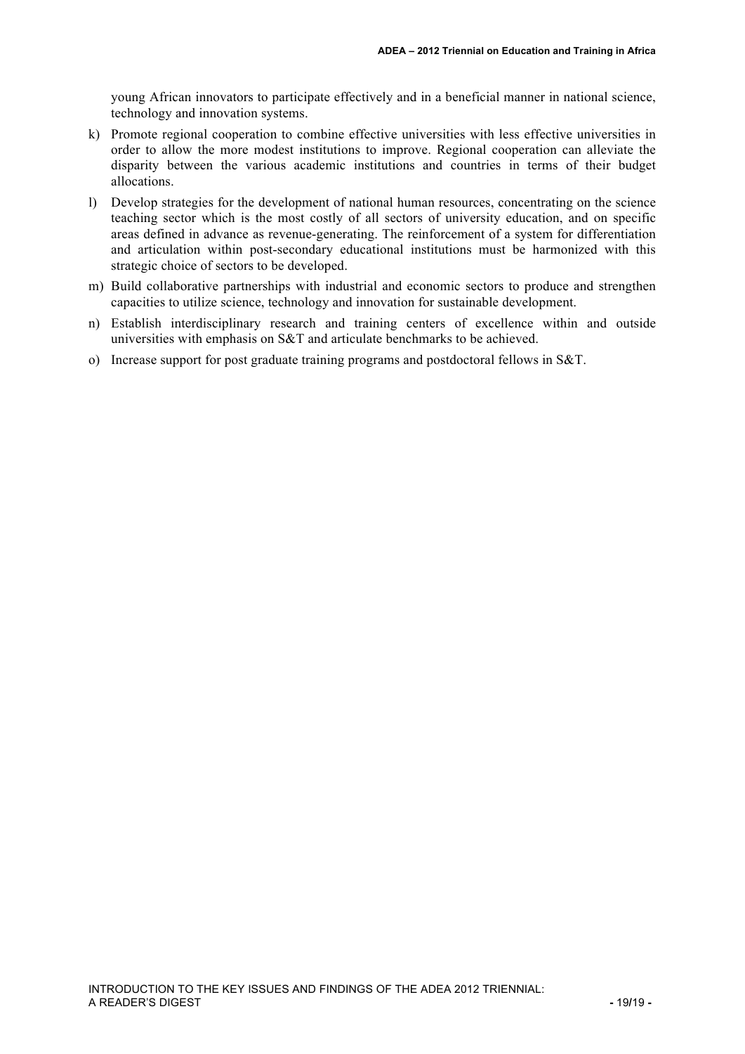young African innovators to participate effectively and in a beneficial manner in national science, technology and innovation systems.

k) Promote regional cooperation to combine effective universities with less effective universities in order to allow the more modest institutions to improve. Regional cooperation can alleviate the disparity between the various academic institutions and countries in terms of their budget allocations.

l) Develop strategies for the development of national human resources, concentrating on the science teaching sector which is the most costly of all sectors of university education, and on specific areas defined in advance as revenue-generating. The reinforcement of a system for differentiation and articulation within post-secondary educational institutions must be harmonized with this strategic choice of sectors to be developed.

m) Build collaborative partnerships with industrial and economic sectors to produce and strengthen capacities to utilize science, technology and innovation for sustainable development.

n) Establish interdisciplinary research and training centers of excellence within and outside universities with emphasis on S&T and articulate benchmarks to be achieved.

o) Increase support for post graduate training programs and postdoctoral fellows in S&T.